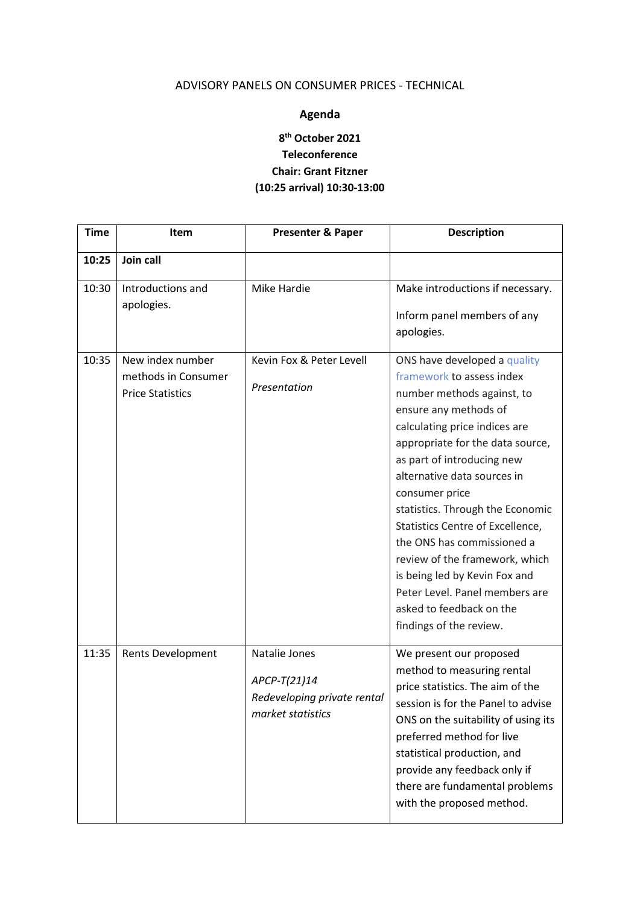ADVISORY PANELS ON CONSUMER PRICES - TECHNICAL

# Agenda

**8th October 2021**
**Teleconference**
**Chair: Grant Fitzner**
**(10:25 arrival) 10:30-13:00**

| Time | Item | Presenter & Paper | Description |
|---|---|---|---|
| **10:25** | **Join call** | | |
| 10:30 | Introductions and apologies. | Mike Hardie | Make introductions if necessary.<br><br>Inform panel members of any apologies. |
| 10:35 | New index number methods in Consumer Price Statistics | Kevin Fox & Peter Levell<br><br>*Presentation* | ONS have developed a quality framework to assess index number methods against, to ensure any methods of calculating price indices are appropriate for the data source, as part of introducing new alternative data sources in consumer price statistics. Through the Economic Statistics Centre of Excellence, the ONS has commissioned a review of the framework, which is being led by Kevin Fox and Peter Level. Panel members are asked to feedback on the findings of the review. |
| 11:35 | Rents Development | Natalie Jones<br><br>*APCP-T(21)14*<br>*Redeveloping private rental market statistics* | We present our proposed method to measuring rental price statistics. The aim of the session is for the Panel to advise ONS on the suitability of using its preferred method for live statistical production, and provide any feedback only if there are fundamental problems with the proposed method. |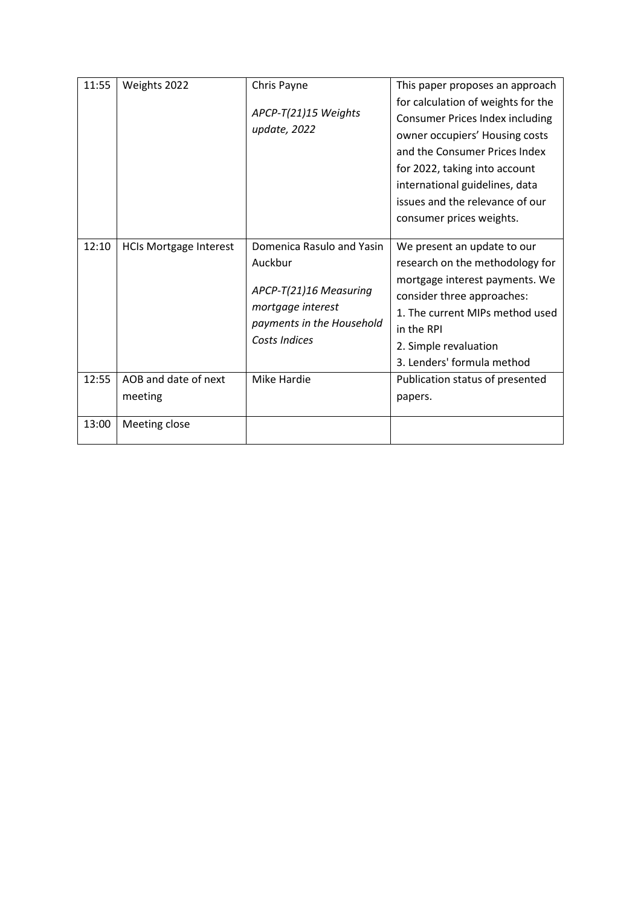| | | | |
|---|---|---|---|
| 11:55 | Weights 2022 | Chris Payne<br><br>*APCP-T(21)15 Weights update, 2022* | This paper proposes an approach for calculation of weights for the Consumer Prices Index including owner occupiers' Housing costs and the Consumer Prices Index for 2022, taking into account international guidelines, data issues and the relevance of our consumer prices weights. |
| 12:10 | HCIs Mortgage Interest | Domenica Rasulo and Yasin Auckbur<br><br>*APCP-T(21)16 Measuring mortgage interest payments in the Household Costs Indices* | We present an update to our research on the methodology for mortgage interest payments. We consider three approaches:<br>1. The current MIPs method used in the RPI<br>2. Simple revaluation<br>3. Lenders' formula method |
| 12:55 | AOB and date of next meeting | Mike Hardie | Publication status of presented papers. |
| 13:00 | Meeting close | | |